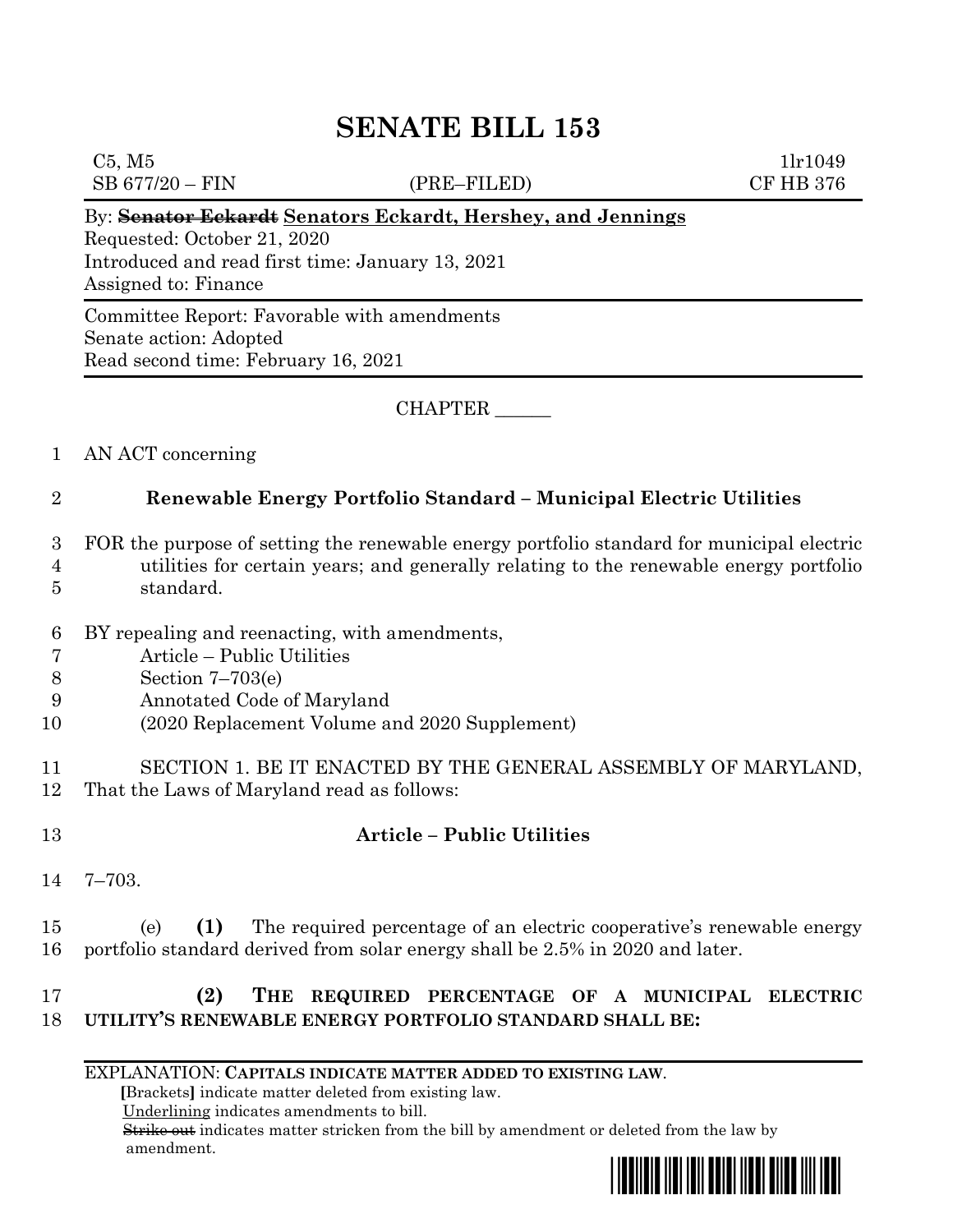# SENATE BILL 153

C5, M5 1lr1049
SB 677/20 – FIN (PRE–FILED) CF HB 376

By: ~~Senator Eckardt~~ Senators Eckardt, Hershey, and Jennings
Requested: October 21, 2020
Introduced and read first time: January 13, 2021
Assigned to: Finance

Committee Report: Favorable with amendments
Senate action: Adopted
Read second time: February 16, 2021

CHAPTER ______

AN ACT concerning

**Renewable Energy Portfolio Standard – Municipal Electric Utilities**

FOR the purpose of setting the renewable energy portfolio standard for municipal electric utilities for certain years; and generally relating to the renewable energy portfolio standard.

BY repealing and reenacting, with amendments,
Article – Public Utilities
Section 7–703(e)
Annotated Code of Maryland
(2020 Replacement Volume and 2020 Supplement)

SECTION 1. BE IT ENACTED BY THE GENERAL ASSEMBLY OF MARYLAND, That the Laws of Maryland read as follows:

**Article – Public Utilities**

7–703.

(e) **(1)** The required percentage of an electric cooperative's renewable energy portfolio standard derived from solar energy shall be 2.5% in 2020 and later.

**(2) THE REQUIRED PERCENTAGE OF A MUNICIPAL ELECTRIC UTILITY'S RENEWABLE ENERGY PORTFOLIO STANDARD SHALL BE:**

EXPLANATION: **CAPITALS INDICATE MATTER ADDED TO EXISTING LAW.**
**[**Brackets**]** indicate matter deleted from existing law.
Underlining indicates amendments to bill.
~~Strike out~~ indicates matter stricken from the bill by amendment or deleted from the law by amendment.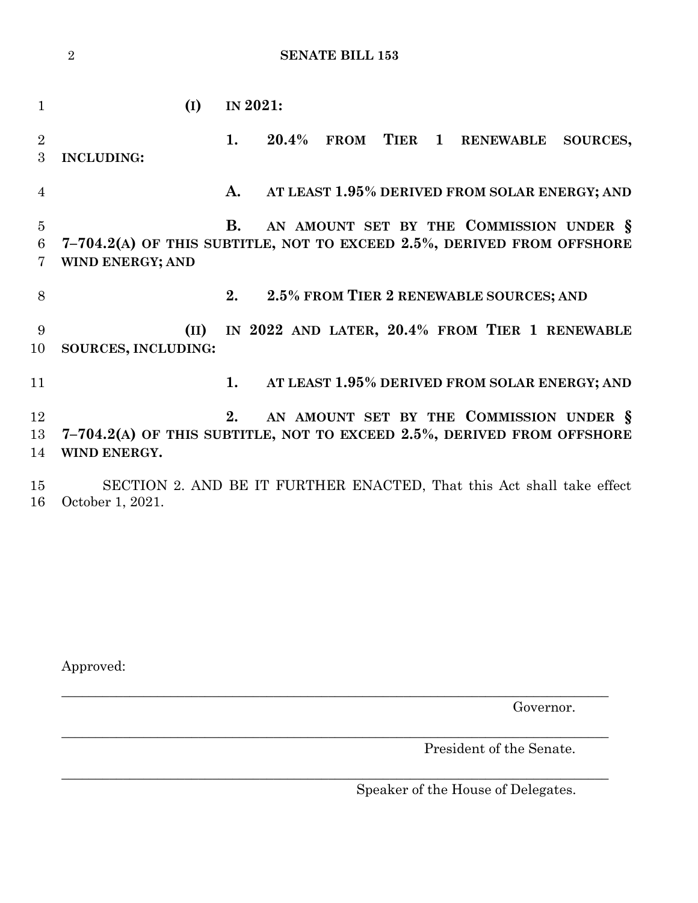**(I) IN 2021:**

**1. 20.4% FROM TIER 1 RENEWABLE SOURCES, INCLUDING:**

**A. AT LEAST 1.95% DERIVED FROM SOLAR ENERGY; AND**

**B. AN AMOUNT SET BY THE COMMISSION UNDER § 7–704.2(A) OF THIS SUBTITLE, NOT TO EXCEED 2.5%, DERIVED FROM OFFSHORE WIND ENERGY; AND**

**2. 2.5% FROM TIER 2 RENEWABLE SOURCES; AND**

**(II) IN 2022 AND LATER, 20.4% FROM TIER 1 RENEWABLE SOURCES, INCLUDING:**

**1. AT LEAST 1.95% DERIVED FROM SOLAR ENERGY; AND**

**2. AN AMOUNT SET BY THE COMMISSION UNDER § 7–704.2(A) OF THIS SUBTITLE, NOT TO EXCEED 2.5%, DERIVED FROM OFFSHORE WIND ENERGY.**

SECTION 2. AND BE IT FURTHER ENACTED, That this Act shall take effect October 1, 2021.

Approved:

\_\_\_\_\_\_\_\_\_\_\_\_\_\_\_\_\_\_\_\_\_\_\_\_\_\_\_\_\_\_\_\_\_\_\_\_\_\_\_\_
Governor.

\_\_\_\_\_\_\_\_\_\_\_\_\_\_\_\_\_\_\_\_\_\_\_\_\_\_\_\_\_\_\_\_\_\_\_\_\_\_\_\_
President of the Senate.

\_\_\_\_\_\_\_\_\_\_\_\_\_\_\_\_\_\_\_\_\_\_\_\_\_\_\_\_\_\_\_\_\_\_\_\_\_\_\_\_
Speaker of the House of Delegates.